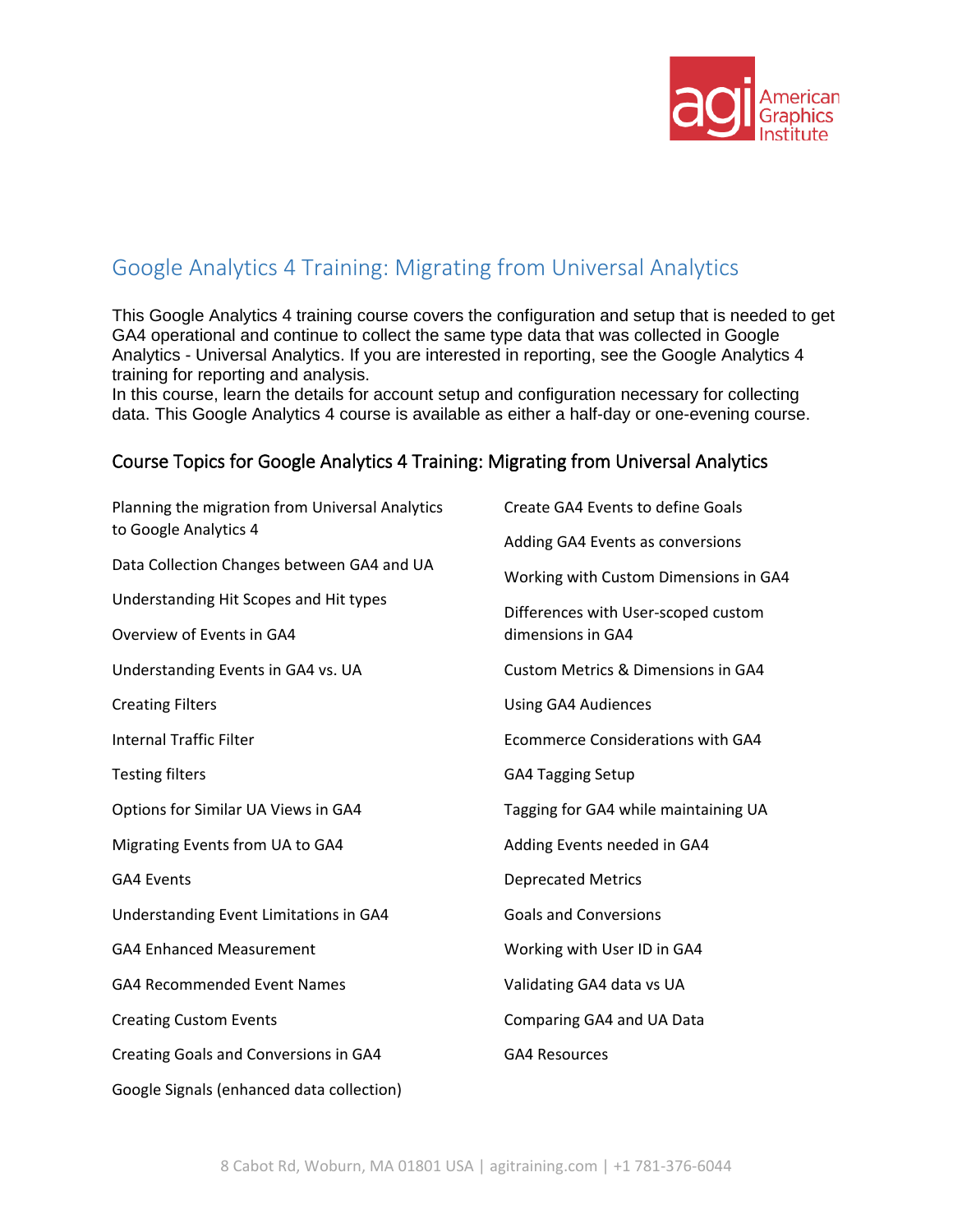# Google Analytics 4 Training: Migrating from Universal Analytics

This Google Analytics 4 training course covers the configuration and setup that is needed to get GA4 operational and continue to collect the same type data that was collected in Google Analytics - Universal Analytics. If you are interested in reporting, see the Google Analytics 4 training for reporting and analysis.
In this course, learn the details for account setup and configuration necessary for collecting data. This Google Analytics 4 course is available as either a half-day or one-evening course.

## Course Topics for Google Analytics 4 Training: Migrating from Universal Analytics

Planning the migration from Universal Analytics to Google Analytics 4

Data Collection Changes between GA4 and UA

Understanding Hit Scopes and Hit types

Overview of Events in GA4

Understanding Events in GA4 vs. UA

Creating Filters

Internal Traffic Filter

Testing filters

Options for Similar UA Views in GA4

Migrating Events from UA to GA4

GA4 Events

Understanding Event Limitations in GA4

GA4 Enhanced Measurement

GA4 Recommended Event Names

Creating Custom Events

Creating Goals and Conversions in GA4

Google Signals (enhanced data collection)

Create GA4 Events to define Goals

Adding GA4 Events as conversions

Working with Custom Dimensions in GA4

Differences with User-scoped custom dimensions in GA4

Custom Metrics & Dimensions in GA4

Using GA4 Audiences

Ecommerce Considerations with GA4

GA4 Tagging Setup

Tagging for GA4 while maintaining UA

Adding Events needed in GA4

Deprecated Metrics

Goals and Conversions

Working with User ID in GA4

Validating GA4 data vs UA

Comparing GA4 and UA Data

GA4 Resources